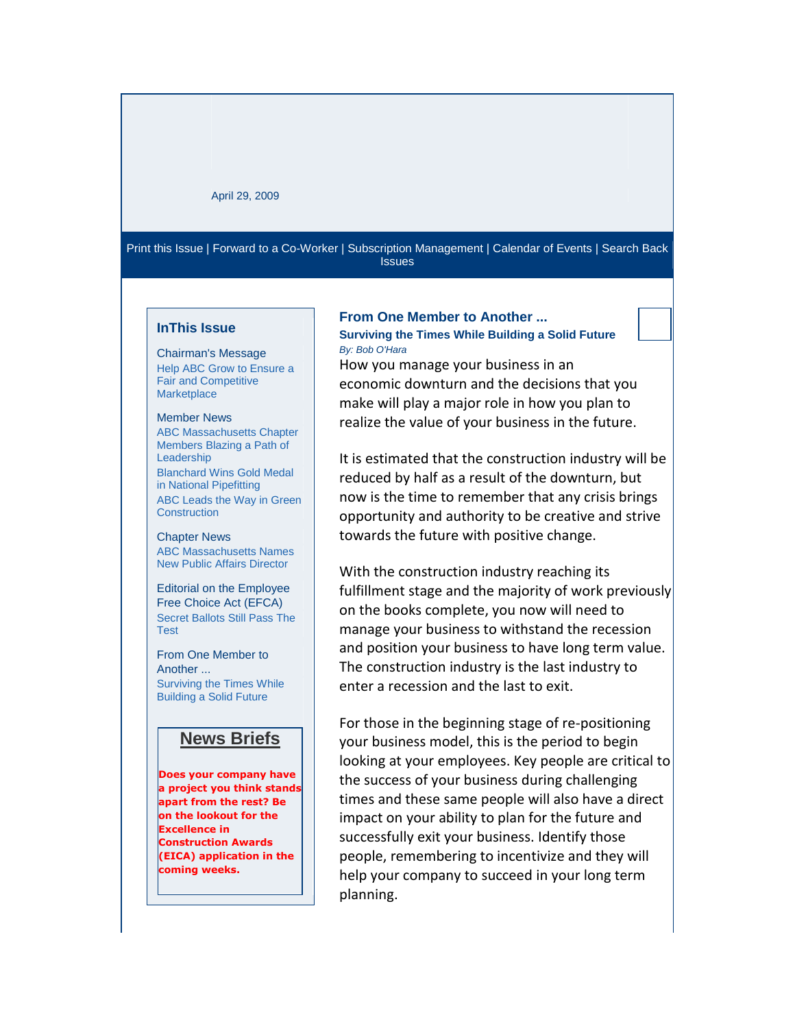April 29, 2009

Print this Issue | Forward to a Co-Worker | Subscription Management | Calendar of Events | Search Back Issues

## InThis Issue

**Chairman's Message**
Help ABC Grow to Ensure a Fair and Competitive Marketplace

**Member News**
ABC Massachusetts Chapter Members Blazing a Path of Leadership
Blanchard Wins Gold Medal in National Pipefitting
ABC Leads the Way in Green Construction

**Chapter News**
ABC Massachusetts Names New Public Affairs Director

**Editorial on the Employee Free Choice Act (EFCA)**
Secret Ballots Still Pass The Test

**From One Member to Another ...**
Surviving the Times While Building a Solid Future

## News Briefs

**Does your company have a project you think stands apart from the rest? Be on the lookout for the Excellence in Construction Awards (EICA) application in the coming weeks.**

## From One Member to Another ...

### Surviving the Times While Building a Solid Future

*By: Bob O'Hara*

How you manage your business in an economic downturn and the decisions that you make will play a major role in how you plan to realize the value of your business in the future.

It is estimated that the construction industry will be reduced by half as a result of the downturn, but now is the time to remember that any crisis brings opportunity and authority to be creative and strive towards the future with positive change.

With the construction industry reaching its fulfillment stage and the majority of work previously on the books complete, you now will need to manage your business to withstand the recession and position your business to have long term value. The construction industry is the last industry to enter a recession and the last to exit.

For those in the beginning stage of re-positioning your business model, this is the period to begin looking at your employees. Key people are critical to the success of your business during challenging times and these same people will also have a direct impact on your ability to plan for the future and successfully exit your business. Identify those people, remembering to incentivize and they will help your company to succeed in your long term planning.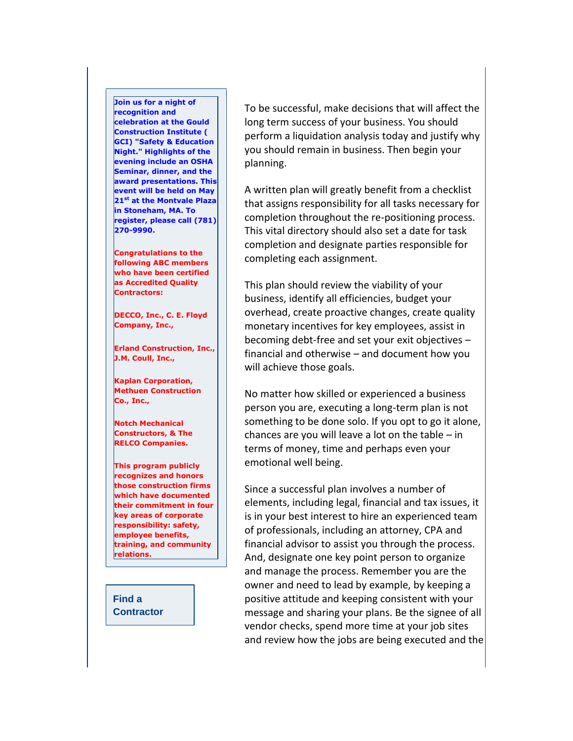**Join us for a night of recognition and celebration at the Gould Construction Institute ( GCI) "Safety & Education Night." Highlights of the evening include an OSHA Seminar, dinner, and the award presentations. This event will be held on May 21st at the Montvale Plaza in Stoneham, MA. To register, please call (781) 270-9990.**

**Congratulations to the following ABC members who have been certified as Accredited Quality Contractors:**

**DECCO, Inc., C. E. Floyd Company, Inc.,**

**Erland Construction, Inc., J.M. Coull, Inc.,**

**Kaplan Corporation, Methuen Construction Co., Inc.,**

**Notch Mechanical Constructors, & The RELCO Companies.**

**This program publicly recognizes and honors those construction firms which have documented their commitment in four key areas of corporate responsibility: safety, employee benefits, training, and community relations.**

**Find a Contractor**

To be successful, make decisions that will affect the long term success of your business. You should perform a liquidation analysis today and justify why you should remain in business. Then begin your planning.

A written plan will greatly benefit from a checklist that assigns responsibility for all tasks necessary for completion throughout the re-positioning process. This vital directory should also set a date for task completion and designate parties responsible for completing each assignment.

This plan should review the viability of your business, identify all efficiencies, budget your overhead, create proactive changes, create quality monetary incentives for key employees, assist in becoming debt-free and set your exit objectives – financial and otherwise – and document how you will achieve those goals.

No matter how skilled or experienced a business person you are, executing a long-term plan is not something to be done solo. If you opt to go it alone, chances are you will leave a lot on the table – in terms of money, time and perhaps even your emotional well being.

Since a successful plan involves a number of elements, including legal, financial and tax issues, it is in your best interest to hire an experienced team of professionals, including an attorney, CPA and financial advisor to assist you through the process. And, designate one key point person to organize and manage the process. Remember you are the owner and need to lead by example, by keeping a positive attitude and keeping consistent with your message and sharing your plans. Be the signee of all vendor checks, spend more time at your job sites and review how the jobs are being executed and the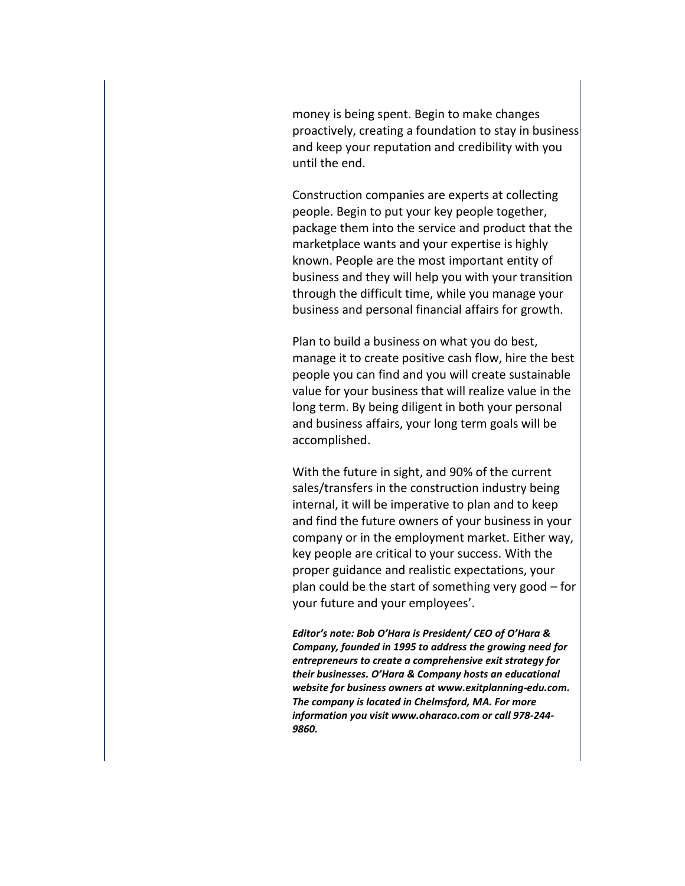money is being spent. Begin to make changes proactively, creating a foundation to stay in business and keep your reputation and credibility with you until the end.

Construction companies are experts at collecting people. Begin to put your key people together, package them into the service and product that the marketplace wants and your expertise is highly known. People are the most important entity of business and they will help you with your transition through the difficult time, while you manage your business and personal financial affairs for growth.

Plan to build a business on what you do best, manage it to create positive cash flow, hire the best people you can find and you will create sustainable value for your business that will realize value in the long term. By being diligent in both your personal and business affairs, your long term goals will be accomplished.

With the future in sight, and 90% of the current sales/transfers in the construction industry being internal, it will be imperative to plan and to keep and find the future owners of your business in your company or in the employment market. Either way, key people are critical to your success. With the proper guidance and realistic expectations, your plan could be the start of something very good – for your future and your employees'.

***Editor's note: Bob O'Hara is President/ CEO of O'Hara & Company, founded in 1995 to address the growing need for entrepreneurs to create a comprehensive exit strategy for their businesses. O'Hara & Company hosts an educational website for business owners at www.exitplanning-edu.com. The company is located in Chelmsford, MA. For more information you visit www.oharaco.com or call 978-244-9860.***